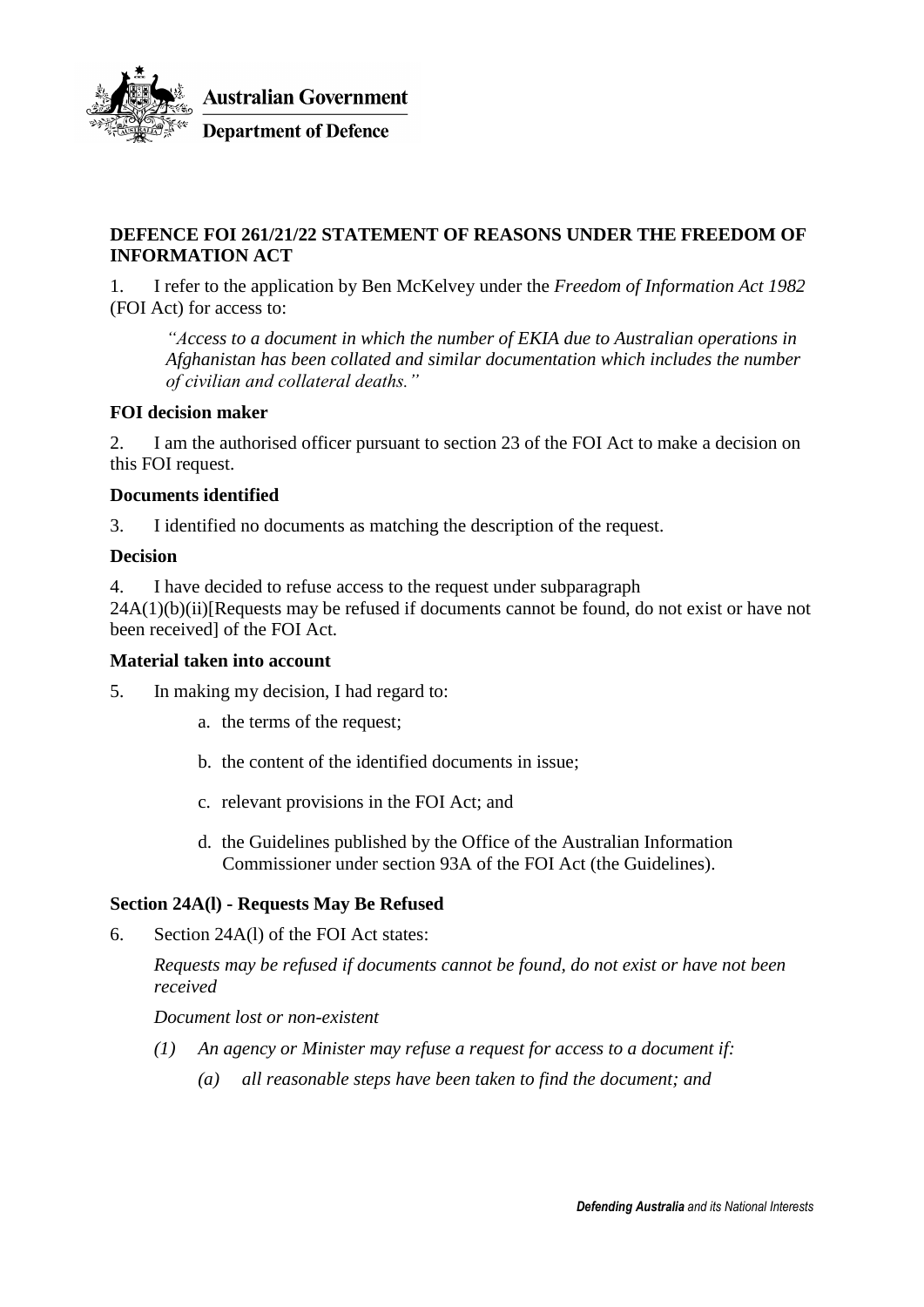Australian Government

Department of Defence

**DEFENCE FOI 261/21/22 STATEMENT OF REASONS UNDER THE FREEDOM OF INFORMATION ACT**

1. I refer to the application by Ben McKelvey under the *Freedom of Information Act 1982* (FOI Act) for access to:

> *"Access to a document in which the number of EKIA due to Australian operations in Afghanistan has been collated and similar documentation which includes the number of civilian and collateral deaths."*

**FOI decision maker**

2. I am the authorised officer pursuant to section 23 of the FOI Act to make a decision on this FOI request.

**Documents identified**

3. I identified no documents as matching the description of the request.

**Decision**

4. I have decided to refuse access to the request under subparagraph 24A(1)(b)(ii)[Requests may be refused if documents cannot be found, do not exist or have not been received] of the FOI Act.

**Material taken into account**

5. In making my decision, I had regard to:

   a. the terms of the request;

   b. the content of the identified documents in issue;

   c. relevant provisions in the FOI Act; and

   d. the Guidelines published by the Office of the Australian Information Commissioner under section 93A of the FOI Act (the Guidelines).

**Section 24A(l) - Requests May Be Refused**

6. Section 24A(l) of the FOI Act states:

   *Requests may be refused if documents cannot be found, do not exist or have not been received*

   *Document lost or non-existent*

   *(1) An agency or Minister may refuse a request for access to a document if:*

   *(a) all reasonable steps have been taken to find the document; and*

*Defending Australia and its National Interests*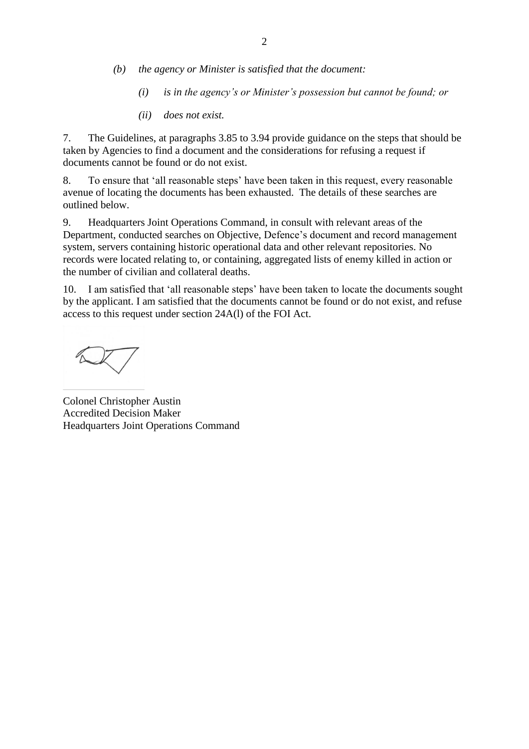*(b) the agency or Minister is satisfied that the document:*

*(i) is in the agency's or Minister's possession but cannot be found; or*

*(ii) does not exist.*

7. The Guidelines, at paragraphs 3.85 to 3.94 provide guidance on the steps that should be taken by Agencies to find a document and the considerations for refusing a request if documents cannot be found or do not exist.

8. To ensure that 'all reasonable steps' have been taken in this request, every reasonable avenue of locating the documents has been exhausted. The details of these searches are outlined below.

9. Headquarters Joint Operations Command, in consult with relevant areas of the Department, conducted searches on Objective, Defence's document and record management system, servers containing historic operational data and other relevant repositories. No records were located relating to, or containing, aggregated lists of enemy killed in action or the number of civilian and collateral deaths.

10. I am satisfied that 'all reasonable steps' have been taken to locate the documents sought by the applicant. I am satisfied that the documents cannot be found or do not exist, and refuse access to this request under section 24A(l) of the FOI Act.

Colonel Christopher Austin
Accredited Decision Maker
Headquarters Joint Operations Command